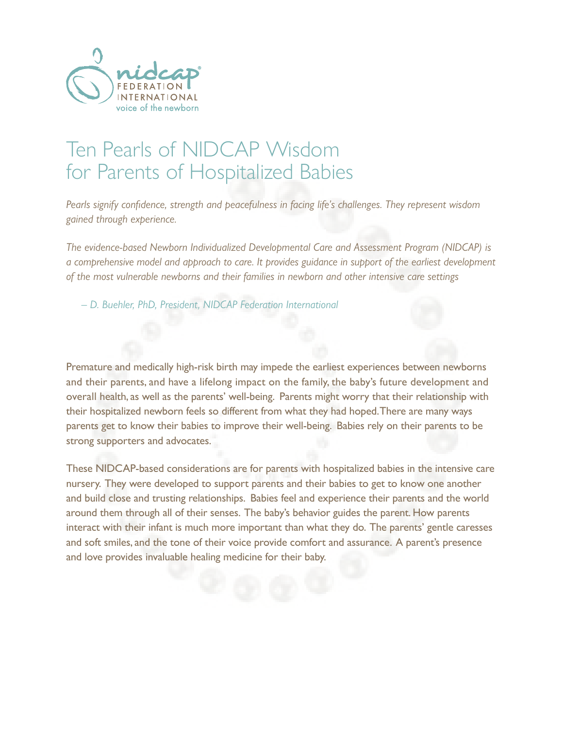nidcap® FEDERATION INTERNATIONAL voice of the newborn

# Ten Pearls of NIDCAP Wisdom for Parents of Hospitalized Babies

*Pearls signify confidence, strength and peacefulness in facing life's challenges. They represent wisdom gained through experience.*

*The evidence-based Newborn Individualized Developmental Care and Assessment Program (NIDCAP) is a comprehensive model and approach to care. It provides guidance in support of the earliest development of the most vulnerable newborns and their families in newborn and other intensive care settings*

*– D. Buehler, PhD, President, NIDCAP Federation International*

Premature and medically high-risk birth may impede the earliest experiences between newborns and their parents, and have a lifelong impact on the family, the baby's future development and overall health, as well as the parents' well-being. Parents might worry that their relationship with their hospitalized newborn feels so different from what they had hoped. There are many ways parents get to know their babies to improve their well-being. Babies rely on their parents to be strong supporters and advocates.

These NIDCAP-based considerations are for parents with hospitalized babies in the intensive care nursery. They were developed to support parents and their babies to get to know one another and build close and trusting relationships. Babies feel and experience their parents and the world around them through all of their senses. The baby's behavior guides the parent. How parents interact with their infant is much more important than what they do. The parents' gentle caresses and soft smiles, and the tone of their voice provide comfort and assurance. A parent's presence and love provides invaluable healing medicine for their baby.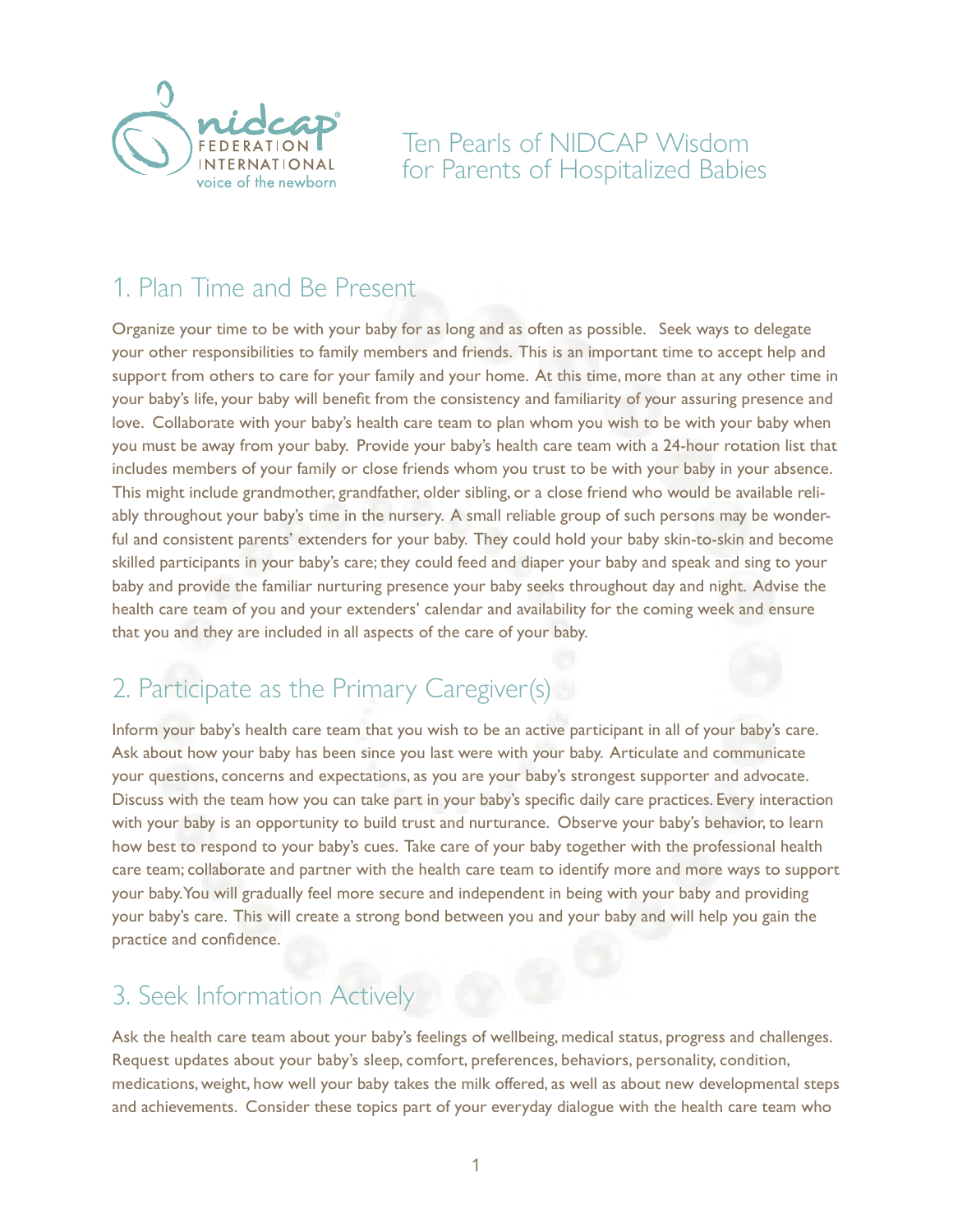# Ten Pearls of NIDCAP Wisdom for Parents of Hospitalized Babies

## 1. Plan Time and Be Present

Organize your time to be with your baby for as long and as often as possible. Seek ways to delegate your other responsibilities to family members and friends. This is an important time to accept help and support from others to care for your family and your home. At this time, more than at any other time in your baby's life, your baby will benefit from the consistency and familiarity of your assuring presence and love. Collaborate with your baby's health care team to plan whom you wish to be with your baby when you must be away from your baby. Provide your baby's health care team with a 24-hour rotation list that includes members of your family or close friends whom you trust to be with your baby in your absence. This might include grandmother, grandfather, older sibling, or a close friend who would be available reliably throughout your baby's time in the nursery. A small reliable group of such persons may be wonderful and consistent parents' extenders for your baby. They could hold your baby skin-to-skin and become skilled participants in your baby's care; they could feed and diaper your baby and speak and sing to your baby and provide the familiar nurturing presence your baby seeks throughout day and night. Advise the health care team of you and your extenders' calendar and availability for the coming week and ensure that you and they are included in all aspects of the care of your baby.

## 2. Participate as the Primary Caregiver(s)

Inform your baby's health care team that you wish to be an active participant in all of your baby's care. Ask about how your baby has been since you last were with your baby. Articulate and communicate your questions, concerns and expectations, as you are your baby's strongest supporter and advocate. Discuss with the team how you can take part in your baby's specific daily care practices. Every interaction with your baby is an opportunity to build trust and nurturance. Observe your baby's behavior, to learn how best to respond to your baby's cues. Take care of your baby together with the professional health care team; collaborate and partner with the health care team to identify more and more ways to support your baby. You will gradually feel more secure and independent in being with your baby and providing your baby's care. This will create a strong bond between you and your baby and will help you gain the practice and confidence.

## 3. Seek Information Actively

Ask the health care team about your baby's feelings of wellbeing, medical status, progress and challenges. Request updates about your baby's sleep, comfort, preferences, behaviors, personality, condition, medications, weight, how well your baby takes the milk offered, as well as about new developmental steps and achievements. Consider these topics part of your everyday dialogue with the health care team who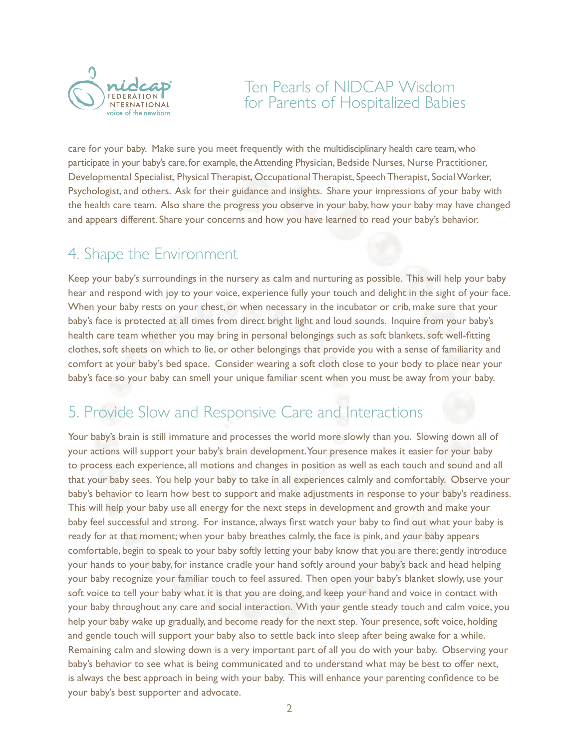care for your baby. Make sure you meet frequently with the multidisciplinary health care team, who participate in your baby's care, for example, the Attending Physician, Bedside Nurses, Nurse Practitioner, Developmental Specialist, Physical Therapist, Occupational Therapist, Speech Therapist, Social Worker, Psychologist, and others. Ask for their guidance and insights. Share your impressions of your baby with the health care team. Also share the progress you observe in your baby, how your baby may have changed and appears different. Share your concerns and how you have learned to read your baby's behavior.

## 4. Shape the Environment

Keep your baby's surroundings in the nursery as calm and nurturing as possible. This will help your baby hear and respond with joy to your voice, experience fully your touch and delight in the sight of your face. When your baby rests on your chest, or when necessary in the incubator or crib, make sure that your baby's face is protected at all times from direct bright light and loud sounds. Inquire from your baby's health care team whether you may bring in personal belongings such as soft blankets, soft well-fitting clothes, soft sheets on which to lie, or other belongings that provide you with a sense of familiarity and comfort at your baby's bed space. Consider wearing a soft cloth close to your body to place near your baby's face so your baby can smell your unique familiar scent when you must be away from your baby.

## 5. Provide Slow and Responsive Care and Interactions

Your baby's brain is still immature and processes the world more slowly than you. Slowing down all of your actions will support your baby's brain development. Your presence makes it easier for your baby to process each experience, all motions and changes in position as well as each touch and sound and all that your baby sees. You help your baby to take in all experiences calmly and comfortably. Observe your baby's behavior to learn how best to support and make adjustments in response to your baby's readiness. This will help your baby use all energy for the next steps in development and growth and make your baby feel successful and strong. For instance, always first watch your baby to find out what your baby is ready for at that moment; when your baby breathes calmly, the face is pink, and your baby appears comfortable, begin to speak to your baby softly letting your baby know that you are there; gently introduce your hands to your baby, for instance cradle your hand softly around your baby's back and head helping your baby recognize your familiar touch to feel assured. Then open your baby's blanket slowly, use your soft voice to tell your baby what it is that you are doing, and keep your hand and voice in contact with your baby throughout any care and social interaction. With your gentle steady touch and calm voice, you help your baby wake up gradually, and become ready for the next step. Your presence, soft voice, holding and gentle touch will support your baby also to settle back into sleep after being awake for a while. Remaining calm and slowing down is a very important part of all you do with your baby. Observing your baby's behavior to see what is being communicated and to understand what may be best to offer next, is always the best approach in being with your baby. This will enhance your parenting confidence to be your baby's best supporter and advocate.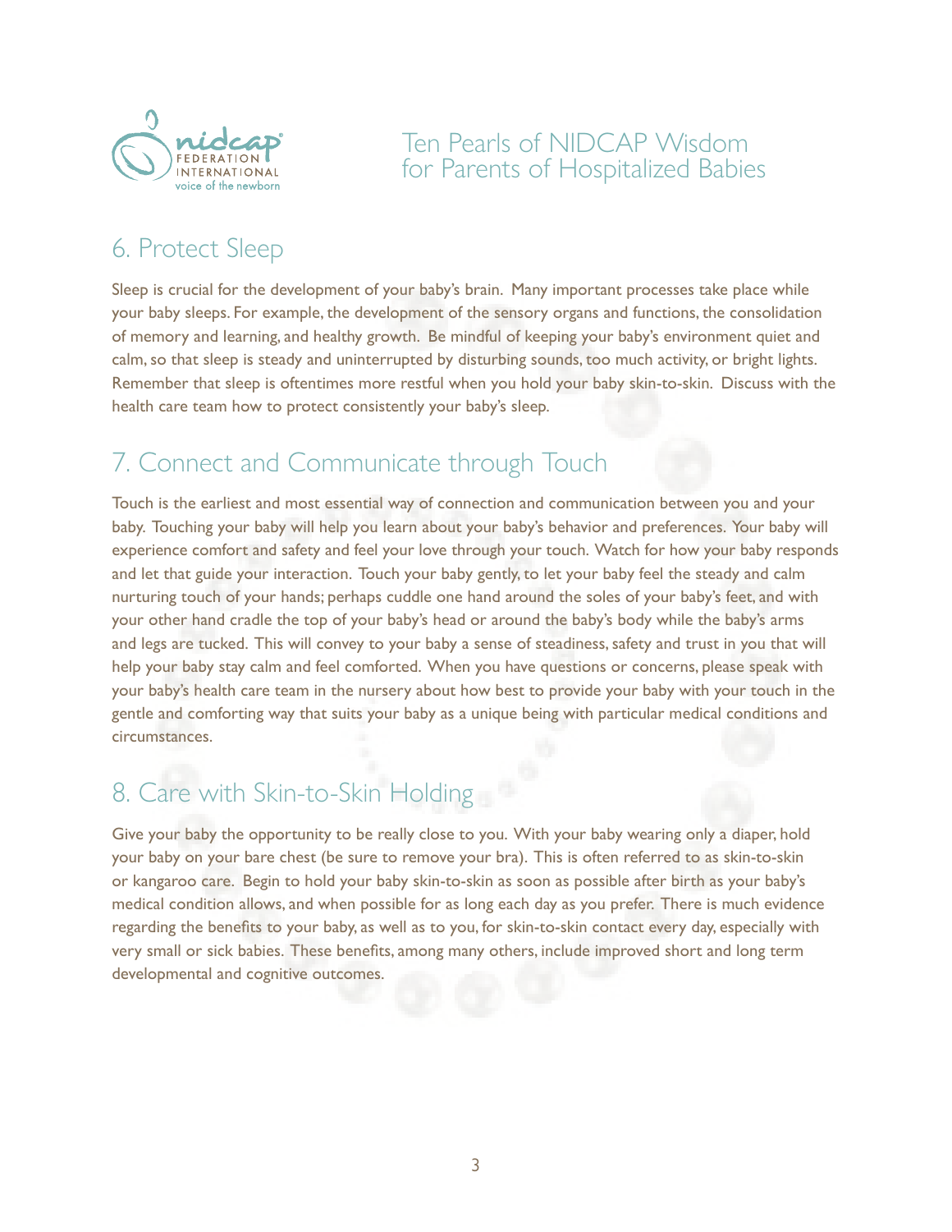## 6. Protect Sleep

Sleep is crucial for the development of your baby's brain. Many important processes take place while your baby sleeps. For example, the development of the sensory organs and functions, the consolidation of memory and learning, and healthy growth. Be mindful of keeping your baby's environment quiet and calm, so that sleep is steady and uninterrupted by disturbing sounds, too much activity, or bright lights. Remember that sleep is oftentimes more restful when you hold your baby skin-to-skin. Discuss with the health care team how to protect consistently your baby's sleep.

## 7. Connect and Communicate through Touch

Touch is the earliest and most essential way of connection and communication between you and your baby. Touching your baby will help you learn about your baby's behavior and preferences. Your baby will experience comfort and safety and feel your love through your touch. Watch for how your baby responds and let that guide your interaction. Touch your baby gently, to let your baby feel the steady and calm nurturing touch of your hands; perhaps cuddle one hand around the soles of your baby's feet, and with your other hand cradle the top of your baby's head or around the baby's body while the baby's arms and legs are tucked. This will convey to your baby a sense of steadiness, safety and trust in you that will help your baby stay calm and feel comforted. When you have questions or concerns, please speak with your baby's health care team in the nursery about how best to provide your baby with your touch in the gentle and comforting way that suits your baby as a unique being with particular medical conditions and circumstances.

## 8. Care with Skin-to-Skin Holding

Give your baby the opportunity to be really close to you. With your baby wearing only a diaper, hold your baby on your bare chest (be sure to remove your bra). This is often referred to as skin-to-skin or kangaroo care. Begin to hold your baby skin-to-skin as soon as possible after birth as your baby's medical condition allows, and when possible for as long each day as you prefer. There is much evidence regarding the benefits to your baby, as well as to you, for skin-to-skin contact every day, especially with very small or sick babies. These benefits, among many others, include improved short and long term developmental and cognitive outcomes.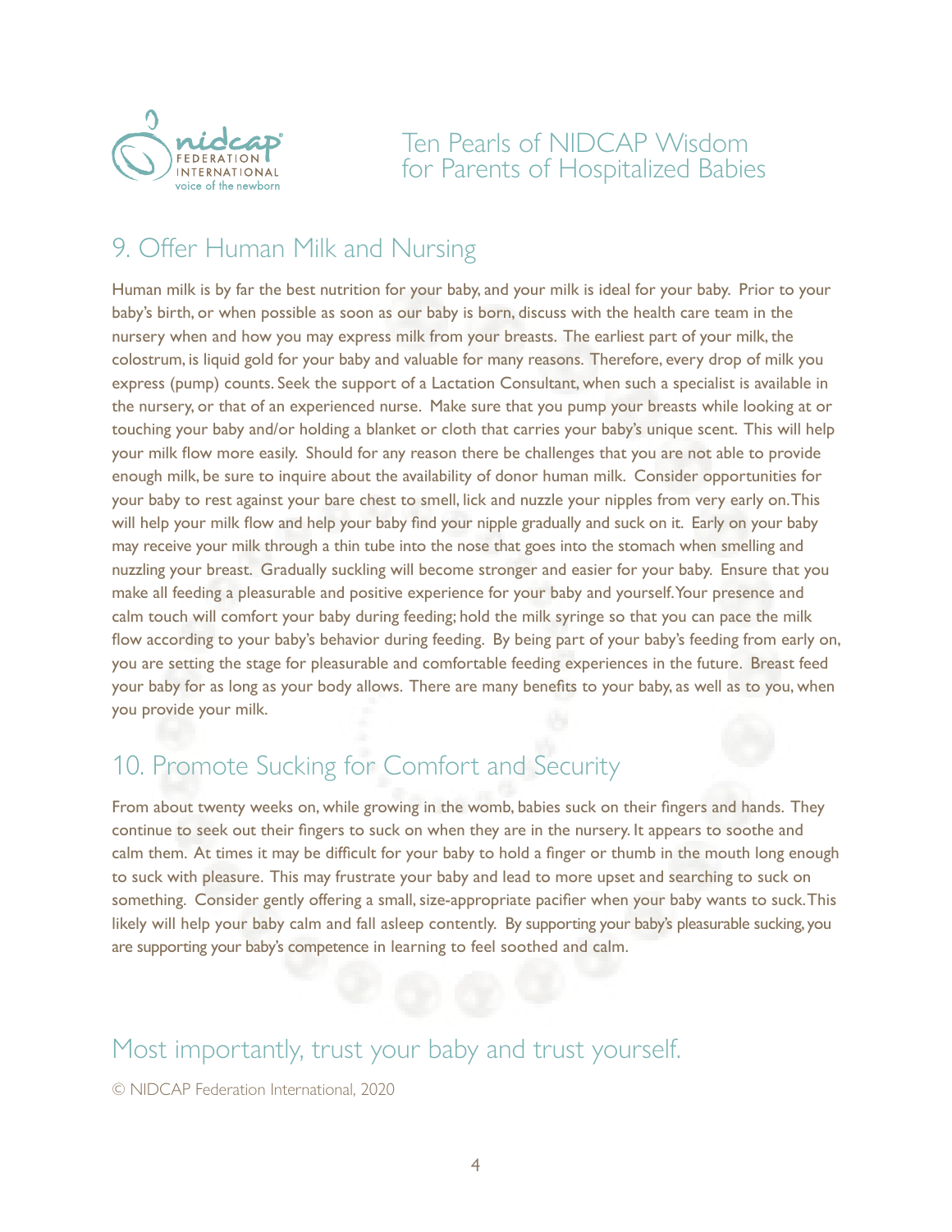# Ten Pearls of NIDCAP Wisdom for Parents of Hospitalized Babies

## 9. Offer Human Milk and Nursing

Human milk is by far the best nutrition for your baby, and your milk is ideal for your baby. Prior to your baby's birth, or when possible as soon as our baby is born, discuss with the health care team in the nursery when and how you may express milk from your breasts. The earliest part of your milk, the colostrum, is liquid gold for your baby and valuable for many reasons. Therefore, every drop of milk you express (pump) counts. Seek the support of a Lactation Consultant, when such a specialist is available in the nursery, or that of an experienced nurse. Make sure that you pump your breasts while looking at or touching your baby and/or holding a blanket or cloth that carries your baby's unique scent. This will help your milk flow more easily. Should for any reason there be challenges that you are not able to provide enough milk, be sure to inquire about the availability of donor human milk. Consider opportunities for your baby to rest against your bare chest to smell, lick and nuzzle your nipples from very early on. This will help your milk flow and help your baby find your nipple gradually and suck on it. Early on your baby may receive your milk through a thin tube into the nose that goes into the stomach when smelling and nuzzling your breast. Gradually suckling will become stronger and easier for your baby. Ensure that you make all feeding a pleasurable and positive experience for your baby and yourself. Your presence and calm touch will comfort your baby during feeding; hold the milk syringe so that you can pace the milk flow according to your baby's behavior during feeding. By being part of your baby's feeding from early on, you are setting the stage for pleasurable and comfortable feeding experiences in the future. Breast feed your baby for as long as your body allows. There are many benefits to your baby, as well as to you, when you provide your milk.

## 10. Promote Sucking for Comfort and Security

From about twenty weeks on, while growing in the womb, babies suck on their fingers and hands. They continue to seek out their fingers to suck on when they are in the nursery. It appears to soothe and calm them. At times it may be difficult for your baby to hold a finger or thumb in the mouth long enough to suck with pleasure. This may frustrate your baby and lead to more upset and searching to suck on something. Consider gently offering a small, size-appropriate pacifier when your baby wants to suck. This likely will help your baby calm and fall asleep contently. By supporting your baby's pleasurable sucking, you are supporting your baby's competence in learning to feel soothed and calm.

## Most importantly, trust your baby and trust yourself.

© NIDCAP Federation International, 2020